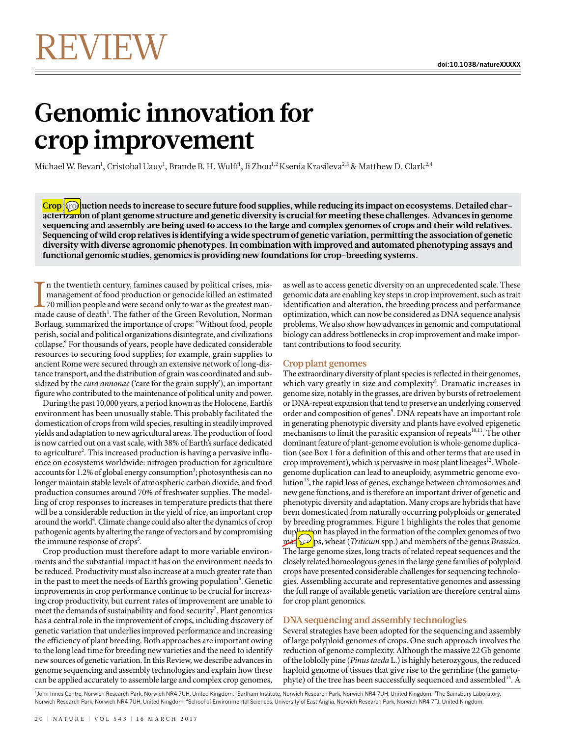# REVIEW

# Genomic innovation for crop improvement

Michael W. Bevan[1], Cristobal Uauy[1], Brande B. H. Wulff[1], Ji Zhou[1,2] Ksenia Krasileva[2,3] & Matthew D. Clark[2,4]

**Crop production needs to increase to secure future food supplies, while reducing its impact on ecosystems. Detailed characterization of plant genome structure and genetic diversity is crucial for meeting these challenges. Advances in genome sequencing and assembly are being used to access to the large and complex genomes of crops and their wild relatives. Sequencing of wild crop relatives is identifying a wide spectrum of genetic variation, permitting the association of genetic diversity with diverse agronomic phenotypes. In combination with improved and automated phenotyping assays and functional genomic studies, genomics is providing new foundations for crop-breeding systems.**

In the twentieth century, famines caused by political crises, mismanagement of food production or genocide killed an estimated 70 million people and were second only to war as the greatest man-made cause of death[1]. The father of the Green Revolution, Norman Borlaug, summarized the importance of crops: "Without food, people perish, social and political organizations disintegrate, and civilizations collapse." For thousands of years, people have dedicated considerable resources to securing food supplies; for example, grain supplies to ancient Rome were secured through an extensive network of long-distance transport, and the distribution of grain was coordinated and subsidized by the *cura annonae* ('care for the grain supply'), an important figure who contributed to the maintenance of political unity and power.

During the past 10,000 years, a period known as the Holocene, Earth's environment has been unusually stable. This probably facilitated the domestication of crops from wild species, resulting in steadily improved yields and adaptation to new agricultural areas. The production of food is now carried out on a vast scale, with 38% of Earth's surface dedicated to agriculture[2]. This increased production is having a pervasive influence on ecosystems worldwide: nitrogen production for agriculture accounts for 1.2% of global energy consumption[3]; photosynthesis can no longer maintain stable levels of atmospheric carbon dioxide; and food production consumes around 70% of freshwater supplies. The modelling of crop responses to increases in temperature predicts that there will be a considerable reduction in the yield of rice, an important crop around the world[4]. Climate change could also alter the dynamics of crop pathogenic agents by altering the range of vectors and by compromising the immune response of crops[5].

Crop production must therefore adapt to more variable environments and the substantial impact it has on the environment needs to be reduced. Productivity must also increase at a much greater rate than in the past to meet the needs of Earth's growing population[6]. Genetic improvements in crop performance continue to be crucial for increasing crop productivity, but current rates of improvement are unable to meet the demands of sustainability and food security[7]. Plant genomics has a central role in the improvement of crops, including discovery of genetic variation that underlies improved performance and increasing the efficiency of plant breeding. Both approaches are important owing to the long lead time for breeding new varieties and the need to identify new sources of genetic variation. In this Review, we describe advances in genome sequencing and assembly technologies and explain how these can be applied accurately to assemble large and complex crop genomes, as well as to access genetic diversity on an unprecedented scale. These genomic data are enabling key steps in crop improvement, such as trait identification and alteration, the breeding process and performance optimization, which can now be considered as DNA sequence analysis problems. We also show how advances in genomic and computational biology can address bottlenecks in crop improvement and make important contributions to food security.

## Crop plant genomes

The extraordinary diversity of plant species is reflected in their genomes, which vary greatly in size and complexity[8]. Dramatic increases in genome size, notably in the grasses, are driven by bursts of retroelement or DNA-repeat expansion that tend to preserve an underlying conserved order and composition of genes[9]. DNA repeats have an important role in generating phenotypic diversity and plants have evolved epigenetic mechanisms to limit the parasitic expansion of repeats[10,11]. The other dominant feature of plant-genome evolution is whole-genome duplication (see Box 1 for a definition of this and other terms that are used in crop improvement), which is pervasive in most plant lineages[12]. Whole-genome duplication can lead to aneuploidy, asymmetric genome evolution[13], the rapid loss of genes, exchange between chromosomes and new gene functions, and is therefore an important driver of genetic and phenotypic diversity and adaptation. Many crops are hybrids that have been domesticated from naturally occurring polyploids or generated by breeding programmes. Figure 1 highlights the roles that genome duplication has played in the formation of the complex genomes of two main groups, wheat (*Triticum* spp.) and members of the genus *Brassica*. The large genome sizes, long tracts of related repeat sequences and the closely related homeologous genes in the large gene families of polyploid crops have presented considerable challenges for sequencing technologies. Assembling accurate and representative genomes and assessing the full range of available genetic variation are therefore central aims for crop plant genomics.

## DNA sequencing and assembly technologies

Several strategies have been adopted for the sequencing and assembly of large polyploid genomes of crops. One such approach involves the reduction of genome complexity. Although the massive 22 Gb genome of the loblolly pine (*Pinus taeda* L.) is highly heterozygous, the reduced haploid genome of tissues that give rise to the germline (the gametophyte) of the tree has been successfully sequenced and assembled[14]. A

[1]John Innes Centre, Norwich Research Park, Norwich NR4 7UH, United Kingdom. [2]Earlham Institute, Norwich Research Park, Norwich NR4 7UH, United Kingdom. [3]The Sainsbury Laboratory, Norwich Research Park, Norwich NR4 7UH, United Kingdom. [4]School of Environmental Sciences, University of East Anglia, Norwich Research Park, Norwich NR4 7TJ, United Kingdom.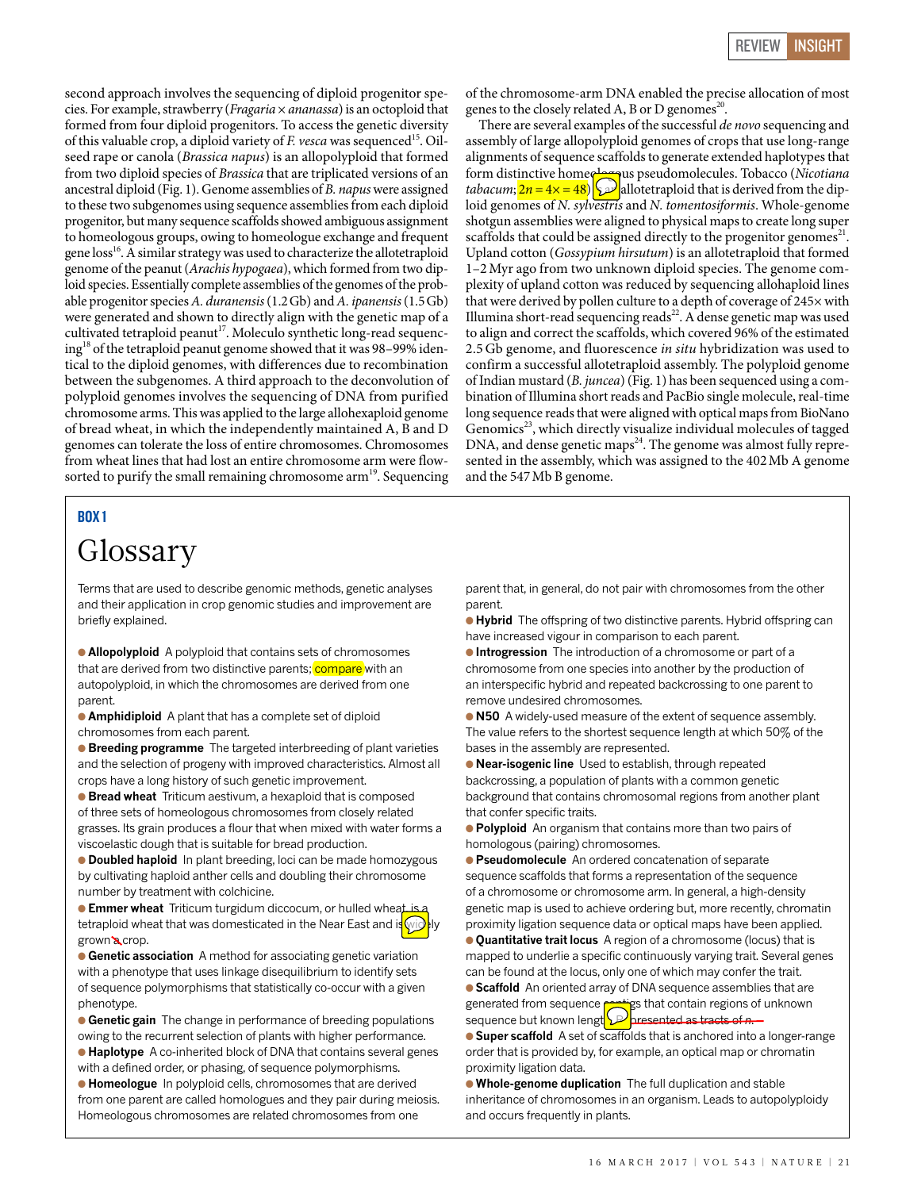second approach involves the sequencing of diploid progenitor species. For example, strawberry (*Fragaria* × *ananassa*) is an octoploid that formed from four diploid progenitors. To access the genetic diversity of this valuable crop, a diploid variety of *F. vesca* was sequenced[15]. Oilseed rape or canola (*Brassica napus*) is an allopolyploid that formed from two diploid species of *Brassica* that are triplicated versions of an ancestral diploid (Fig. 1). Genome assemblies of *B. napus* were assigned to these two subgenomes using sequence assemblies from each diploid progenitor, but many sequence scaffolds showed ambiguous assignment to homeologous groups, owing to homeologue exchange and frequent gene loss[16]. A similar strategy was used to characterize the allotetraploid genome of the peanut (*Arachis hypogaea*), which formed from two diploid species. Essentially complete assemblies of the genomes of the probable progenitor species *A. duranensis* (1.2 Gb) and *A. ipanensis* (1.5 Gb) were generated and shown to directly align with the genetic map of a cultivated tetraploid peanut[17]. Moleculo synthetic long-read sequencing[18] of the tetraploid peanut genome showed that it was 98–99% identical to the diploid genomes, with differences due to recombination between the subgenomes. A third approach to the deconvolution of polyploid genomes involves the sequencing of DNA from purified chromosome arms. This was applied to the large allohexaploid genome of bread wheat, in which the independently maintained A, B and D genomes can tolerate the loss of entire chromosomes. Chromosomes from wheat lines that had lost an entire chromosome arm were flow-sorted to purify the small remaining chromosome arm[19]. Sequencing of the chromosome-arm DNA enabled the precise allocation of most genes to the closely related A, B or D genomes[20].

There are several examples of the successful *de novo* sequencing and assembly of large allopolyploid genomes of crops that use long-range alignments of sequence scaffolds to generate extended haplotypes that form distinctive homeologous pseudomolecules. Tobacco (*Nicotiana tabacum*; $2n = 4\times = 48$) is an allotetraploid that is derived from the diploid genomes of *N. sylvestris* and *N. tomentosiformis*. Whole-genome shotgun assemblies were aligned to physical maps to create long super scaffolds that could be assigned directly to the progenitor genomes[21]. Upland cotton (*Gossypium hirsutum*) is an allotetraploid that formed 1–2 Myr ago from two unknown diploid species. The genome complexity of upland cotton was reduced by sequencing allohaploid lines that were derived by pollen culture to a depth of coverage of 245× with Illumina short-read sequencing reads[22]. A dense genetic map was used to align and correct the scaffolds, which covered 96% of the estimated 2.5 Gb genome, and fluorescence *in situ* hybridization was used to confirm a successful allotetraploid assembly. The polyploid genome of Indian mustard (*B. juncea*) (Fig. 1) has been sequenced using a combination of Illumina short reads and PacBio single molecule, real-time long sequence reads that were aligned with optical maps from BioNano Genomics[23], which directly visualize individual molecules of tagged DNA, and dense genetic maps[24]. The genome was almost fully represented in the assembly, which was assigned to the 402 Mb A genome and the 547 Mb B genome.

## BOX 1

# Glossary

Terms that are used to describe genomic methods, genetic analyses and their application in crop genomic studies and improvement are briefly explained.

- **Allopolyploid** A polyploid that contains sets of chromosomes that are derived from two distinctive parents; compare with an autopolyploid, in which the chromosomes are derived from one parent.
- **Amphidiploid** A plant that has a complete set of diploid chromosomes from each parent.
- **Breeding programme** The targeted interbreeding of plant varieties and the selection of progeny with improved characteristics. Almost all crops have a long history of such genetic improvement.
- **Bread wheat** Triticum aestivum, a hexaploid that is composed of three sets of homeologous chromosomes from closely related grasses. Its grain produces a flour that when mixed with water forms a viscoelastic dough that is suitable for bread production.
- **Doubled haploid** In plant breeding, loci can be made homozygous by cultivating haploid anther cells and doubling their chromosome number by treatment with colchicine.
- **Emmer wheat** Triticum turgidum diccocum, or hulled wheat, is a tetraploid wheat that was domesticated in the Near East and is widely grown a crop.
- **Genetic association** A method for associating genetic variation with a phenotype that uses linkage disequilibrium to identify sets of sequence polymorphisms that statistically co-occur with a given phenotype.
- **Genetic gain** The change in performance of breeding populations owing to the recurrent selection of plants with higher performance.
- **Haplotype** A co-inherited block of DNA that contains several genes with a defined order, or phasing, of sequence polymorphisms.
- **Homeologue** In polyploid cells, chromosomes that are derived from one parent are called homologues and they pair during meiosis. Homeologous chromosomes are related chromosomes from one parent that, in general, do not pair with chromosomes from the other parent.
- **Hybrid** The offspring of two distinctive parents. Hybrid offspring can have increased vigour in comparison to each parent.
- **Introgression** The introduction of a chromosome or part of a chromosome from one species into another by the production of an interspecific hybrid and repeated backcrossing to one parent to remove undesired chromosomes.
- **N50** A widely-used measure of the extent of sequence assembly. The value refers to the shortest sequence length at which 50% of the bases in the assembly are represented.
- **Near-isogenic line** Used to establish, through repeated backcrossing, a population of plants with a common genetic background that contains chromosomal regions from another plant that confer specific traits.
- **Polyploid** An organism that contains more than two pairs of homologous (pairing) chromosomes.
- **Pseudomolecule** An ordered concatenation of separate sequence scaffolds that forms a representation of the sequence of a chromosome or chromosome arm. In general, a high-density genetic map is used to achieve ordering but, more recently, chromatin proximity ligation sequence data or optical maps have been applied.
- **Quantitative trait locus** A region of a chromosome (locus) that is mapped to underlie a specific continuously varying trait. Several genes can be found at the locus, only one of which may confer the trait.
- **Scaffold** An oriented array of DNA sequence assemblies that are generated from sequence contigs that contain regions of unknown sequence but known length represented as tracts of *n*.
- **Super scaffold** A set of scaffolds that is anchored into a longer-range order that is provided by, for example, an optical map or chromatin proximity ligation data.
- **Whole-genome duplication** The full duplication and stable inheritance of chromosomes in an organism. Leads to autopolyploidy and occurs frequently in plants.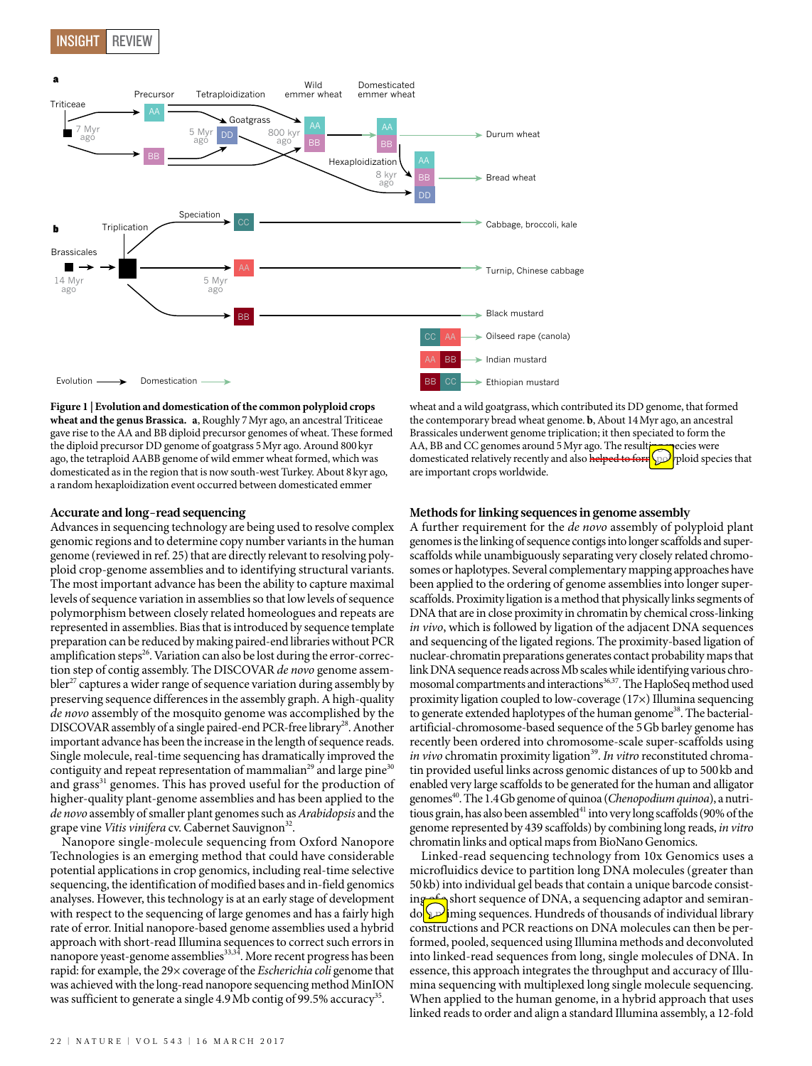**Figure 1 | Evolution and domestication of the common polyploid crops wheat and the genus Brassica.** **a**, Roughly 7 Myr ago, an ancestral Triticeae gave rise to the AA and BB diploid precursor genomes of wheat. These formed the diploid precursor DD genome of goatgrass 5 Myr ago. Around 800 kyr ago, the tetraploid AABB genome of wild emmer wheat formed, which was domesticated as in the region that is now south-west Turkey. About 8 kyr ago, a random hexaploidization event occurred between domesticated emmer wheat and a wild goatgrass, which contributed its DD genome, that formed the contemporary bread wheat genome. **b**, About 14 Myr ago, an ancestral Brassicales underwent genome triplication; it then speciated to form the AA, BB and CC genomes around 5 Myr ago. The resulting species were domesticated relatively recently and also helped to form polyploid species that are important crops worldwide.

## Accurate and long-read sequencing

Advances in sequencing technology are being used to resolve complex genomic regions and to determine copy number variants in the human genome (reviewed in ref. 25) that are directly relevant to resolving polyploid crop-genome assemblies and to identifying structural variants. The most important advance has been the ability to capture maximal levels of sequence variation in assemblies so that low levels of sequence polymorphism between closely related homeologues and repeats are represented in assemblies. Bias that is introduced by sequence template preparation can be reduced by making paired-end libraries without PCR amplification steps[26]. Variation can also be lost during the error-correction step of contig assembly. The DISCOVAR *de novo* genome assembler[27] captures a wider range of sequence variation during assembly by preserving sequence differences in the assembly graph. A high-quality *de novo* assembly of the mosquito genome was accomplished by the DISCOVAR assembly of a single paired-end PCR-free library[28]. Another important advance has been the increase in the length of sequence reads. Single molecule, real-time sequencing has dramatically improved the contiguity and repeat representation of mammalian[29] and large pine[30] and grass[31] genomes. This has proved useful for the production of higher-quality plant-genome assemblies and has been applied to the *de novo* assembly of smaller plant genomes such as *Arabidopsis* and the grape vine *Vitis vinifera* cv. Cabernet Sauvignon[32].

Nanopore single-molecule sequencing from Oxford Nanopore Technologies is an emerging method that could have considerable potential applications in crop genomics, including real-time selective sequencing, the identification of modified bases and in-field genomics analyses. However, this technology is at an early stage of development with respect to the sequencing of large genomes and has a fairly high rate of error. Initial nanopore-based genome assemblies used a hybrid approach with short-read Illumina sequences to correct such errors in nanopore yeast-genome assemblies[33,34]. More recent progress has been rapid: for example, the 29× coverage of the *Escherichia coli* genome that was achieved with the long-read nanopore sequencing method MinION was sufficient to generate a single 4.9 Mb contig of 99.5% accuracy[35].

## Methods for linking sequences in genome assembly

A further requirement for the *de novo* assembly of polyploid plant genomes is the linking of sequence contigs into longer scaffolds and super-scaffolds while unambiguously separating very closely related chromosomes or haplotypes. Several complementary mapping approaches have been applied to the ordering of genome assemblies into longer super-scaffolds. Proximity ligation is a method that physically links segments of DNA that are in close proximity in chromatin by chemical cross-linking *in vivo*, which is followed by ligation of the adjacent DNA sequences and sequencing of the ligated regions. The proximity-based ligation of nuclear-chromatin preparations generates contact probability maps that link DNA sequence reads across Mb scales while identifying various chromosomal compartments and interactions[36,37]. The HaploSeq method used proximity ligation coupled to low-coverage (17×) Illumina sequencing to generate extended haplotypes of the human genome[38]. The bacterial-artificial-chromosome-based sequence of the 5 Gb barley genome has recently been ordered into chromosome-scale super-scaffolds using *in vivo* chromatin proximity ligation[39]. *In vitro* reconstituted chromatin provided useful links across genomic distances of up to 500 kb and enabled very large scaffolds to be generated for the human and alligator genomes[40]. The 1.4 Gb genome of quinoa (*Chenopodium quinoa*), a nutritious grain, has also been assembled[41] into very long scaffolds (90% of the genome represented by 439 scaffolds) by combining long reads, *in vitro* chromatin links and optical maps from BioNano Genomics.

Linked-read sequencing technology from 10x Genomics uses a microfluidics device to partition long DNA molecules (greater than 50 kb) into individual gel beads that contain a unique barcode consisting of a short sequence of DNA, a sequencing adaptor and semirandom priming sequences. Hundreds of thousands of individual library constructions and PCR reactions on DNA molecules can then be performed, pooled, sequenced using Illumina methods and deconvoluted into linked-read sequences from long, single molecules of DNA. In essence, this approach integrates the throughput and accuracy of Illumina sequencing with multiplexed long single molecule sequencing. When applied to the human genome, in a hybrid approach that uses linked reads to order and align a standard Illumina assembly, a 12-fold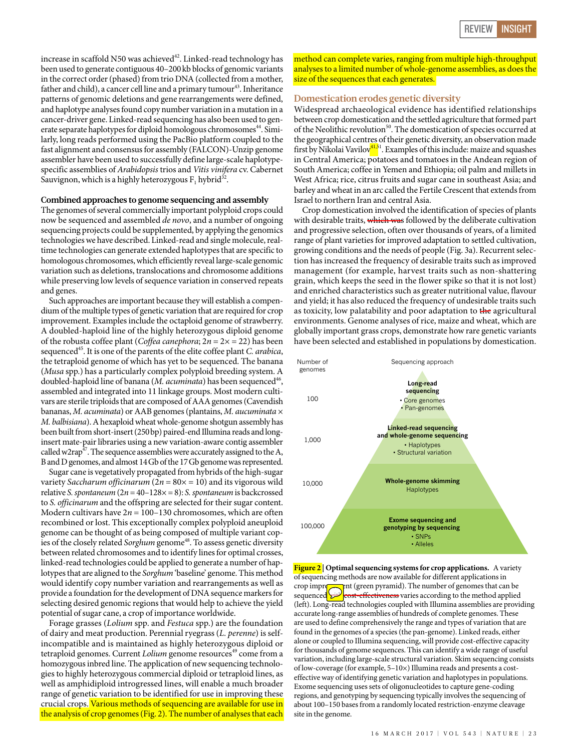increase in scaffold N50 was achieved[42]. Linked-read technology has been used to generate contiguous 40–200 kb blocks of genomic variants in the correct order (phased) from trio DNA (collected from a mother, father and child), a cancer cell line and a primary tumour[43]. Inheritance patterns of genomic deletions and gene rearrangements were defined, and haplotype analyses found copy number variation in a mutation in a cancer-driver gene. Linked-read sequencing has also been used to generate separate haplotypes for diploid homologous chromosomes[44]. Similarly, long reads performed using the PacBio platform coupled to the fast alignment and consensus for assembly (FALCON)-Unzip genome assembler have been used to successfully define large-scale haplotype-specific assemblies of *Arabidopsis* trios and *Vitis vinifera* cv. Cabernet Sauvignon, which is a highly heterozygous $F_1$ hybrid[32].

### Combined approaches to genome sequencing and assembly

The genomes of several commercially important polyploid crops could now be sequenced and assembled *de novo*, and a number of ongoing sequencing projects could be supplemented, by applying the genomics technologies we have described. Linked-read and single molecule, real-time technologies can generate extended haplotypes that are specific to homologous chromosomes, which efficiently reveal large-scale genomic variation such as deletions, translocations and chromosome additions while preserving low levels of sequence variation in conserved repeats and genes.

Such approaches are important because they will establish a compendium of the multiple types of genetic variation that are required for crop improvement. Examples include the octaploid genome of strawberry. A doubled-haploid line of the highly heterozygous diploid genome of the robusta coffee plant (*Coffea canephora*; $2n = 2\times = 22$) has been sequenced[45]. It is one of the parents of the elite coffee plant *C. arabica*, the tetraploid genome of which has yet to be sequenced. The banana (*Musa* spp.) has a particularly complex polyploid breeding system. A doubled-haploid line of banana (*M. acuminata*) has been sequenced[46], assembled and integrated into 11 linkage groups. Most modern cultivars are sterile triploids that are composed of AAA genomes (Cavendish bananas, *M. acuminata*) or AAB genomes (plantains, *M. aucuminata* × *M. balbisiana*). A hexaploid wheat whole-genome shotgun assembly has been built from short-insert (250 bp) paired-end Illumina reads and long-insert mate-pair libraries using a new variation-aware contig assembler called w2rap[47]. The sequence assemblies were accurately assigned to the A, B and D genomes, and almost 14 Gb of the 17 Gb genome was represented.

Sugar cane is vegetatively propagated from hybrids of the high-sugar variety *Saccharum officinarum* ($2n = 80\times = 10$) and its vigorous wild relative *S. spontaneum* ($2n = 40$–$128\times = 8$): *S. spontaneum* is backcrossed to *S. officinarum* and the offspring are selected for their sugar content. Modern cultivars have $2n = 100$–$130$ chromosomes, which are often recombined or lost. This exceptionally complex polyploid aneuploid genome can be thought of as being composed of multiple variant copies of the closely related *Sorghum* genome[48]. To assess genetic diversity between related chromosomes and to identify lines for optimal crosses, linked-read technologies could be applied to generate a number of haplotypes that are aligned to the *Sorghum* 'baseline' genome. This method would identify copy number variation and rearrangements as well as provide a foundation for the development of DNA sequence markers for selecting desired genomic regions that would help to achieve the yield potential of sugar cane, a crop of importance worldwide.

Forage grasses (*Lolium* spp. and *Festuca* spp.) are the foundation of dairy and meat production. Perennial ryegrass (*L. perenne*) is self-incompatible and is maintained as highly heterozygous diploid or tetraploid genomes. Current *Lolium* genome resources[49] come from a homozygous inbred line. The application of new sequencing technologies to highly heterozygous commercial diploid or tetraploid lines, as well as amphidiploid introgressed lines, will enable a much broader range of genetic variation to be identified for use in improving these crucial crops. Various methods of sequencing are available for use in the analysis of crop genomes (Fig. 2). The number of analyses that each method can complete varies, ranging from multiple high-throughput analyses to a limited number of whole-genome assemblies, as does the size of the sequences that each generates.

### Domestication erodes genetic diversity

Widespread archaeological evidence has identified relationships between crop domestication and the settled agriculture that formed part of the Neolithic revolution[50]. The domestication of species occurred at the geographical centres of their genetic diversity, an observation made first by Nikolai Vavilov[41,51]. Examples of this include: maize and squashes in Central America; potatoes and tomatoes in the Andean region of South America; coffee in Yemen and Ethiopia; oil palm and millets in West Africa; rice, citrus fruits and sugar cane in southeast Asia; and barley and wheat in an arc called the Fertile Crescent that extends from Israel to northern Iran and central Asia.

Crop domestication involved the identification of species of plants with desirable traits, ~~which was~~ followed by the deliberate cultivation and progressive selection, often over thousands of years, of a limited range of plant varieties for improved adaptation to settled cultivation, growing conditions and the needs of people (Fig. 3a). Recurrent selection has increased the frequency of desirable traits such as improved management (for example, harvest traits such as non-shattering grain, which keeps the seed in the flower spike so that it is not lost) and enriched characteristics such as greater nutritional value, flavour and yield; it has also reduced the frequency of undesirable traits such as toxicity, low palatability and poor adaptation to ~~the~~ agricultural environments. Genome analyses of rice, maize and wheat, which are globally important grass crops, demonstrate how rare genetic variants have been selected and established in populations by domestication.

| Number of genomes | Sequencing approach |
| --- | --- |
| 100 | **Long-read sequencing** • Core genomes • Pan-genomes |
| 1,000 | **Linked-read sequencing and whole-genome sequencing** • Haplotypes • Structural variation |
| 10,000 | **Whole-genome skimming** Haplotypes |
| 100,000 | **Exome sequencing and genotyping by sequencing** • SNPs • Alleles |

**Figure 2 | Optimal sequencing systems for crop applications.** A variety of sequencing methods are now available for different applications in crop improvement (green pyramid). The number of genomes that can be sequenced ~~cost-effectiveness~~ varies according to the method applied (left). Long-read technologies coupled with Illumina assemblies are providing accurate long-range assemblies of hundreds of complete genomes. These are used to define comprehensively the range and types of variation that are found in the genomes of a species (the pan-genome). Linked reads, either alone or coupled to Illumina sequencing, will provide cost-effective capacity for thousands of genome sequences. This can identify a wide range of useful variation, including large-scale structural variation. Skim sequencing consists of low-coverage (for example, 5–10×) Illumina reads and presents a cost-effective way of identifying genetic variation and haplotypes in populations. Exome sequencing uses sets of oligonucleotides to capture gene-coding regions, and genotyping by sequencing typically involves the sequencing of about 100–150 bases from a randomly located restriction-enzyme cleavage site in the genome.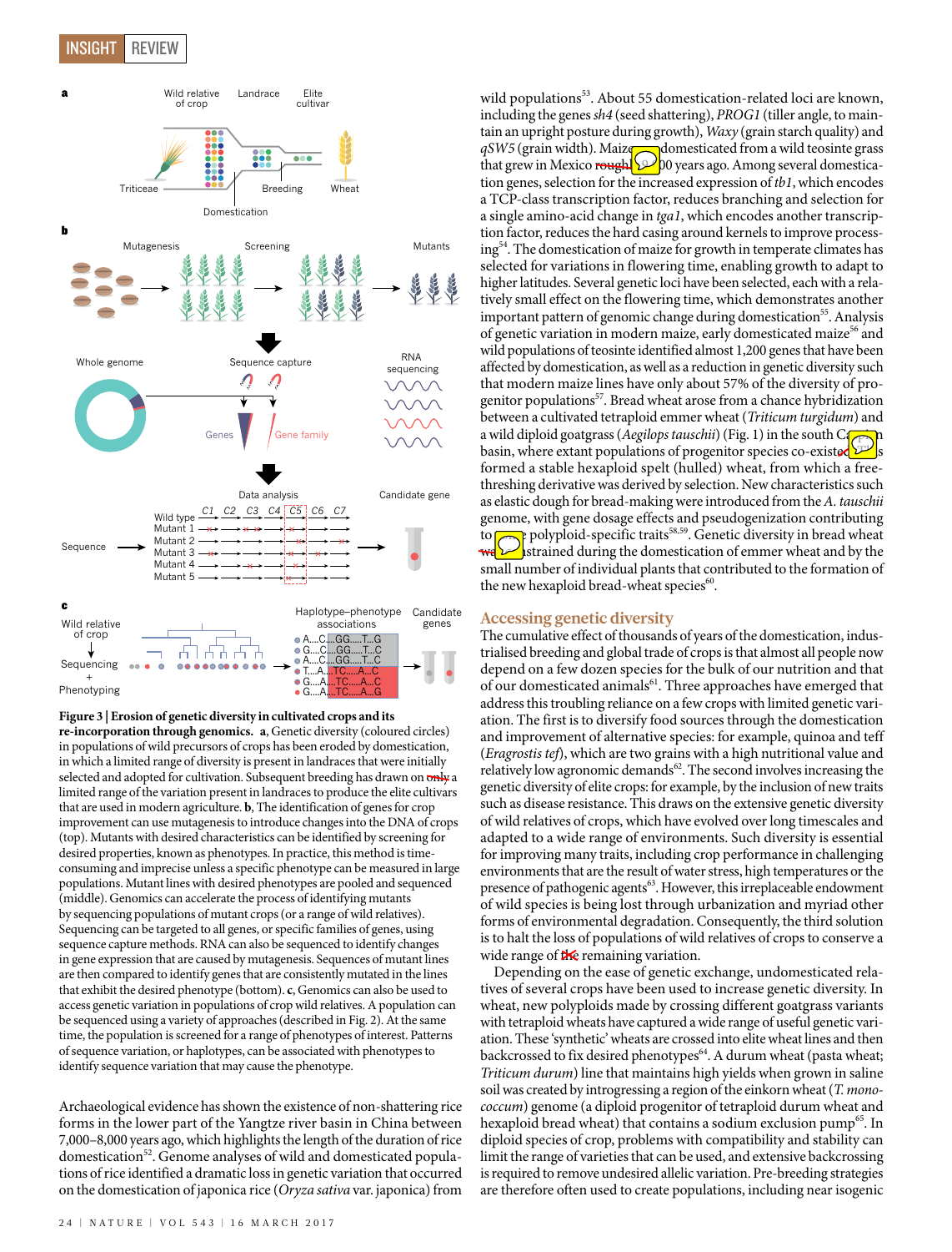Figure 3 | Erosion of genetic diversity in cultivated crops and its re-incorporation through genomics. a, Genetic diversity (coloured circles) in populations of wild precursors of crops has been eroded by domestication, in which a limited range of diversity is present in landraces that were initially selected and adopted for cultivation. Subsequent breeding has drawn on only a limited range of the variation present in landraces to produce the elite cultivars that are used in modern agriculture. b, The identification of genes for crop improvement can use mutagenesis to introduce changes into the DNA of crops (top). Mutants with desired characteristics can be identified by screening for desired properties, known as phenotypes. In practice, this method is time-consuming and imprecise unless a specific phenotype can be measured in large populations. Mutant lines with desired phenotypes are pooled and sequenced (middle). Genomics can accelerate the process of identifying mutants by sequencing populations of mutant crops (or a range of wild relatives). Sequencing can be targeted to all genes, or specific families of genes, using sequence capture methods. RNA can also be sequenced to identify changes in gene expression that are caused by mutagenesis. Sequences of mutant lines are then compared to identify genes that are consistently mutated in the lines that exhibit the desired phenotype (bottom). c, Genomics can also be used to access genetic variation in populations of crop wild relatives. A population can be sequenced using a variety of approaches (described in Fig. 2). At the same time, the population is screened for a range of phenotypes of interest. Patterns of sequence variation, or haplotypes, can be associated with phenotypes to identify sequence variation that may cause the phenotype.

Archaeological evidence has shown the existence of non-shattering rice forms in the lower part of the Yangtze river basin in China between 7,000–8,000 years ago, which highlights the length of the duration of rice domestication[52]. Genome analyses of wild and domesticated populations of rice identified a dramatic loss in genetic variation that occurred on the domestication of japonica rice (*Oryza sativa* var. japonica) from wild populations[53]. About 55 domestication-related loci are known, including the genes *sh4* (seed shattering), *PROG1* (tiller angle, to maintain an upright posture during growth), *Waxy* (grain starch quality) and *qSW5* (grain width). Maize was domesticated from a wild teosinte grass that grew in Mexico roughly 9,000 years ago. Among several domestication genes, selection for the increased expression of *tb1*, which encodes a TCP-class transcription factor, reduces branching and selection for a single amino-acid change in *tga1*, which encodes another transcription factor, reduces the hard casing around kernels to improve processing[54]. The domestication of maize for growth in temperate climates has selected for variations in flowering time, enabling growth to adapt to higher latitudes. Several genetic loci have been selected, each with a relatively small effect on the flowering time, which demonstrates another important pattern of genomic change during domestication[55]. Analysis of genetic variation in modern maize, early domesticated maize[56] and wild populations of teosinte identified almost 1,200 genes that have been affected by domestication, as well as a reduction in genetic diversity such that modern maize lines have only about 57% of the diversity of progenitor populations[57]. Bread wheat arose from a chance hybridization between a cultivated tetraploid emmer wheat (*Triticum turgidum*) and a wild diploid goatgrass (*Aegilops tauschii*) (Fig. 1) in the south Caspian basin, where extant populations of progenitor species co-existed. This formed a stable hexaploid spelt (hulled) wheat, from which a free-threshing derivative was derived by selection. New characteristics such as elastic dough for bread-making were introduced from the *A. tauschii* genome, with gene dosage effects and pseudogenization contributing to polyploid-specific traits[58,59]. Genetic diversity in bread wheat was constrained during the domestication of emmer wheat and by the small number of individual plants that contributed to the formation of the new hexaploid bread-wheat species[60].

## Accessing genetic diversity

The cumulative effect of thousands of years of the domestication, industrialised breeding and global trade of crops is that almost all people now depend on a few dozen species for the bulk of our nutrition and that of our domesticated animals[61]. Three approaches have emerged that address this troubling reliance on a few crops with limited genetic variation. The first is to diversify food sources through the domestication and improvement of alternative species: for example, quinoa and teff (*Eragrostis tef*), which are two grains with a high nutritional value and relatively low agronomic demands[62]. The second involves increasing the genetic diversity of elite crops: for example, by the inclusion of new traits such as disease resistance. This draws on the extensive genetic diversity of wild relatives of crops, which have evolved over long timescales and adapted to a wide range of environments. Such diversity is essential for improving many traits, including crop performance in challenging environments that are the result of water stress, high temperatures or the presence of pathogenic agents[63]. However, this irreplaceable endowment of wild species is being lost through urbanization and myriad other forms of environmental degradation. Consequently, the third solution is to halt the loss of populations of wild relatives of crops to conserve a wide range of the remaining variation.

Depending on the ease of genetic exchange, undomesticated relatives of several crops have been used to increase genetic diversity. In wheat, new polyploids made by crossing different goatgrass variants with tetraploid wheats have captured a wide range of useful genetic variation. These 'synthetic' wheats are crossed into elite wheat lines and then backcrossed to fix desired phenotypes[64]. A durum wheat (pasta wheat; *Triticum durum*) line that maintains high yields when grown in saline soil was created by introgressing a region of the einkorn wheat (*T. monococcum*) genome (a diploid progenitor of tetraploid durum wheat and hexaploid bread wheat) that contains a sodium exclusion pump[65]. In diploid species of crop, problems with compatibility and stability can limit the range of varieties that can be used, and extensive backcrossing is required to remove undesired allelic variation. Pre-breeding strategies are therefore often used to create populations, including near isogenic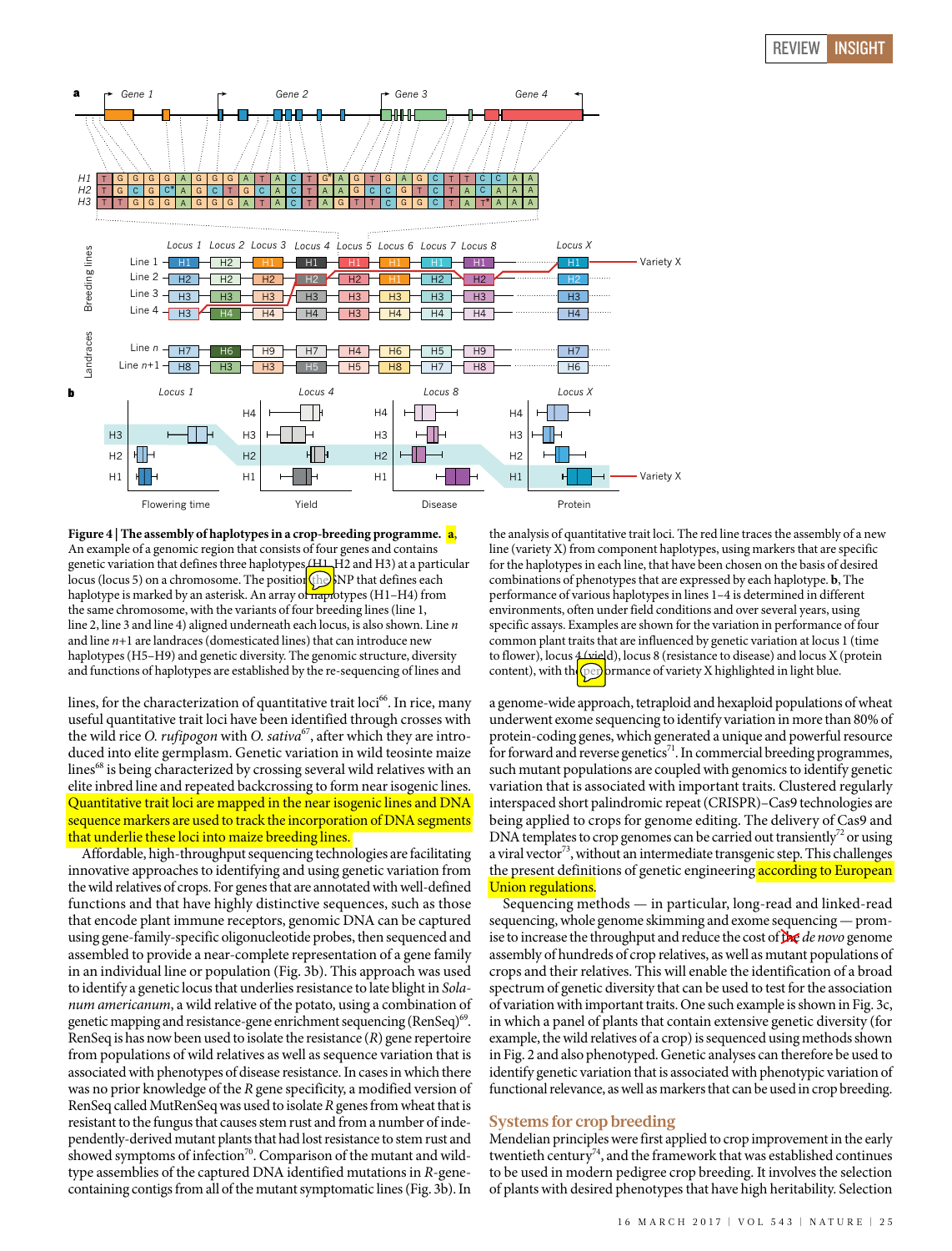**Figure 4 | The assembly of haplotypes in a crop-breeding programme. a,** An example of a genomic region that consists of four genes and contains genetic variation that defines three haplotypes (H1, H2 and H3) at a particular locus (locus 5) on a chromosome. The position of the SNP that defines each haplotype is marked by an asterisk. An array of haplotypes (H1–H4) from the same chromosome, with the variants of four breeding lines (line 1, line 2, line 3 and line 4) aligned underneath each locus, is also shown. Line *n* and line *n*+1 are landraces (domesticated lines) that can introduce new haplotypes (H5–H9) and genetic diversity. The genomic structure, diversity and functions of haplotypes are established by the re-sequencing of lines and the analysis of quantitative trait loci. The red line traces the assembly of a new line (variety X) from component haplotypes, using markers that are specific for the haplotypes in each line, that have been chosen on the basis of desired combinations of phenotypes that are expressed by each haplotype. **b**, The performance of various haplotypes in lines 1–4 is determined in different environments, often under field conditions and over several years, using specific assays. Examples are shown for the variation in performance of four common plant traits that are influenced by genetic variation at locus 1 (time to flower), locus 4 (yield), locus 8 (resistance to disease) and locus X (protein content), with the performance of variety X highlighted in light blue.

lines, for the characterization of quantitative trait loci[66]. In rice, many useful quantitative trait loci have been identified through crosses with the wild rice *O. rufipogon* with *O. sativa*[67], after which they are introduced into elite germplasm. Genetic variation in wild teosinte maize lines[68] is being characterized by crossing several wild relatives with an elite inbred line and repeated backcrossing to form near isogenic lines. Quantitative trait loci are mapped in the near isogenic lines and DNA sequence markers are used to track the incorporation of DNA segments that underlie these loci into maize breeding lines.

Affordable, high-throughput sequencing technologies are facilitating innovative approaches to identifying and using genetic variation from the wild relatives of crops. For genes that are annotated with well-defined functions and that have highly distinctive sequences, such as those that encode plant immune receptors, genomic DNA can be captured using gene-family-specific oligonucleotide probes, then sequenced and assembled to provide a near-complete representation of a gene family in an individual line or population (Fig. 3b). This approach was used to identify a genetic locus that underlies resistance to late blight in *Solanum americanum*, a wild relative of the potato, using a combination of genetic mapping and resistance-gene enrichment sequencing (RenSeq)[69]. RenSeq is has now been used to isolate the resistance (*R*) gene repertoire from populations of wild relatives as well as sequence variation that is associated with phenotypes of disease resistance. In cases in which there was no prior knowledge of the *R* gene specificity, a modified version of RenSeq called MutRenSeq was used to isolate *R* genes from wheat that is resistant to the fungus that causes stem rust and from a number of independently-derived mutant plants that had lost resistance to stem rust and showed symptoms of infection[70]. Comparison of the mutant and wild-type assemblies of the captured DNA identified mutations in *R*-gene-containing contigs from all of the mutant symptomatic lines (Fig. 3b). In a genome-wide approach, tetraploid and hexaploid populations of wheat underwent exome sequencing to identify variation in more than 80% of protein-coding genes, which generated a unique and powerful resource for forward and reverse genetics[71]. In commercial breeding programmes, such mutant populations are coupled with genomics to identify genetic variation that is associated with important traits. Clustered regularly interspaced short palindromic repeat (CRISPR)–Cas9 technologies are being applied to crop genomes for genome editing. The delivery of Cas9 and DNA templates to crop genomes can be carried out transiently[72] or using a viral vector[73], without an intermediate transgenic step. This challenges the present definitions of genetic engineering according to European Union regulations.

Sequencing methods — in particular, long-read and linked-read sequencing, whole genome skimming and exome sequencing — promise to increase the throughput and reduce the cost of the *de novo* genome assembly of hundreds of crop relatives, as well as mutant populations of crops and their relatives. This will enable the identification of a broad spectrum of genetic diversity that can be used to test for the association of variation with important traits. One such example is shown in Fig. 3c, in which a panel of plants that contain extensive genetic diversity (for example, the wild relatives of a crop) is sequenced using methods shown in Fig. 2 and also phenotyped. Genetic analyses can therefore be used to identify genetic variation that is associated with phenotypic variation of functional relevance, as well as markers that can be used in crop breeding.

## Systems for crop breeding

Mendelian principles were first applied to crop improvement in the early twentieth century[74], and the framework that was established continues to be used in modern pedigree crop breeding. It involves the selection of plants with desired phenotypes that have high heritability. Selection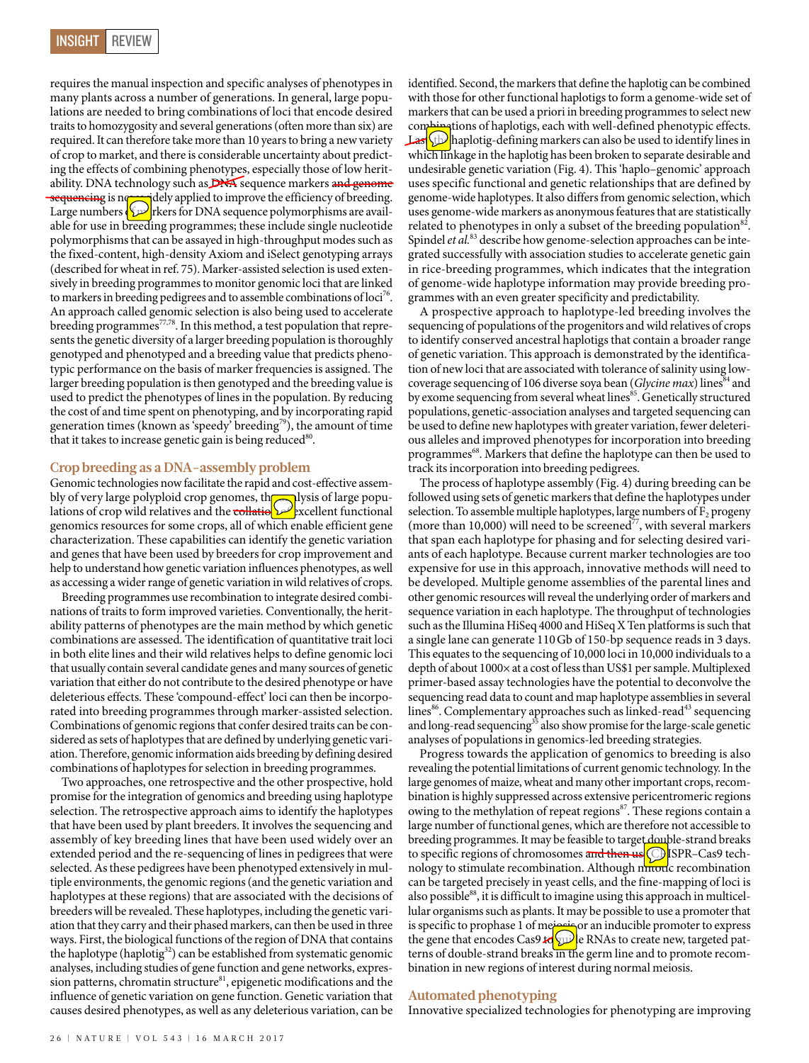requires the manual inspection and specific analyses of phenotypes in many plants across a number of generations. In general, large populations are needed to bring combinations of loci that encode desired traits to homozygosity and several generations (often more than six) are required. It can therefore take more than 10 years to bring a new variety of crop to market, and there is considerable uncertainty about predicting the effects of combining phenotypes, especially those of low heritability. DNA technology such as DNA sequence markers and genome sequencing is now widely applied to improve the efficiency of breeding. Large numbers of markers for DNA sequence polymorphisms are available for use in breeding programmes; these include single nucleotide polymorphisms that can be assayed in high-throughput modes such as the fixed-content, high-density Axiom and iSelect genotyping arrays (described for wheat in ref. 75). Marker-assisted selection is used extensively in breeding programmes to monitor genomic loci that are linked to markers in breeding pedigrees and to assemble combinations of loci[76]. An approach called genomic selection is also being used to accelerate breeding programmes[77,78]. In this method, a test population that represents the genetic diversity of a larger breeding population is thoroughly genotyped and phenotyped and a breeding value that predicts phenotypic performance on the basis of marker frequencies is assigned. The larger breeding population is then genotyped and the breeding value is used to predict the phenotypes of lines in the population. By reducing the cost of and time spent on phenotyping, and by incorporating rapid generation times (known as 'speedy' breeding[79]), the amount of time that it takes to increase genetic gain is being reduced[80].

## Crop breeding as a DNA-assembly problem

Genomic technologies now facilitate the rapid and cost-effective assembly of very large polyploid crop genomes, the analysis of large populations of crop wild relatives and the collation of excellent functional genomics resources for some crops, all of which enable efficient gene characterization. These capabilities can identify the genetic variation and genes that have been used by breeders for crop improvement and help to understand how genetic variation influences phenotypes, as well as accessing a wider range of genetic variation in wild relatives of crops.

Breeding programmes use recombination to integrate desired combinations of traits to form improved varieties. Conventionally, the heritability patterns of phenotypes are the main method by which genetic combinations are assessed. The identification of quantitative trait loci in both elite lines and their wild relatives helps to define genomic loci that usually contain several candidate genes and many sources of genetic variation that either do not contribute to the desired phenotype or have deleterious effects. These 'compound-effect' loci can then be incorporated into breeding programmes through marker-assisted selection. Combinations of genomic regions that confer desired traits can be considered as sets of haplotypes that are defined by underlying genetic variation. Therefore, genomic information aids breeding by defining desired combinations of haplotypes for selection in breeding programmes.

Two approaches, one retrospective and the other prospective, hold promise for the integration of genomics and breeding using haplotype selection. The retrospective approach aims to identify the haplotypes that have been used by plant breeders. It involves the sequencing and assembly of key breeding lines that have been used widely over an extended period and the re-sequencing of lines in pedigrees that were selected. As these pedigrees have been phenotyped extensively in multiple environments, the genomic regions (and the genetic variation and haplotypes at these regions) that are associated with the decisions of breeders will be revealed. These haplotypes, including the genetic variation that they carry and their phased markers, can then be used in three ways. First, the biological functions of the region of DNA that contains the haplotype (haplotig[32]) can be established from systematic genomic analyses, including studies of gene function and gene networks, expression patterns, chromatin structure[81], epigenetic modifications and the influence of genetic variation on gene function. Genetic variation that causes desired phenotypes, as well as any deleterious variation, can be identified. Second, the markers that define the haplotig can be combined with those for other functional haplotigs to form a genome-wide set of markers that can be used a priori in breeding programmes to select new combinations of haplotigs, each with well-defined phenotypic effects. Last, the haplotig-defining markers can also be used to identify lines in which linkage in the haplotig has been broken to separate desirable and undesirable genetic variation (Fig. 4). This 'haplo–genomic' approach uses specific functional and genetic relationships that are defined by genome-wide haplotypes. It also differs from genomic selection, which uses genome-wide markers as anonymous features that are statistically related to phenotypes in only a subset of the breeding population[82]. Spindel *et al.*[83] describe how genome-selection approaches can be integrated successfully with association studies to accelerate genetic gain in rice-breeding programmes, which indicates that the integration of genome-wide haplotype information may provide breeding programmes with an even greater specificity and predictability.

A prospective approach to haplotype-led breeding involves the sequencing of populations of the progenitors and wild relatives of crops to identify conserved ancestral haplotigs that contain a broader range of genetic variation. This approach is demonstrated by the identification of new loci that are associated with tolerance of salinity using low-coverage sequencing of 106 diverse soya bean (*Glycine max*) lines[84] and by exome sequencing from several wheat lines[85]. Genetically structured populations, genetic-association analyses and targeted sequencing can be used to define new haplotypes with greater variation, fewer deleterious alleles and improved phenotypes for incorporation into breeding programmes[68]. Markers that define the haplotype can then be used to track its incorporation into breeding pedigrees.

The process of haplotype assembly (Fig. 4) during breeding can be followed using sets of genetic markers that define the haplotypes under selection. To assemble multiple haplotypes, large numbers of $F_2$ progeny (more than 10,000) will need to be screened[77], with several markers that span each haplotype for phasing and for selecting desired variants of each haplotype. Because current marker technologies are too expensive for use in this approach, innovative methods will need to be developed. Multiple genome assemblies of the parental lines and other genomic resources will reveal the underlying order of markers and sequence variation in each haplotype. The throughput of technologies such as the Illumina HiSeq 4000 and HiSeq X Ten platforms is such that a single lane can generate 110 Gb of 150-bp sequence reads in 3 days. This equates to the sequencing of 10,000 loci in 10,000 individuals to a depth of about 1000× at a cost of less than US$1 per sample. Multiplexed primer-based assay technologies have the potential to deconvolve the sequencing read data to count and map haplotype assemblies in several lines[86]. Complementary approaches such as linked-read[43] sequencing and long-read sequencing[35] also show promise for the large-scale genetic analyses of populations in genomics-led breeding strategies.

Progress towards the application of genomics to breeding is also revealing the potential limitations of current genomic technology. In the large genomes of maize, wheat and many other important crops, recombination is highly suppressed across extensive pericentromeric regions owing to the methylation of repeat regions[87]. These regions contain a large number of functional genes, which are therefore not accessible to breeding programmes. It may be feasible to target double-strand breaks to specific regions of chromosomes and then use CRISPR–Cas9 technology to stimulate recombination. Although mitotic recombination can be targeted precisely in yeast cells, and the fine-mapping of loci is also possible[88], it is difficult to imagine using this approach in multicellular organisms such as plants. It may be possible to use a promoter that is specific to prophase 1 of meiosis or an inducible promoter to express the gene that encodes Cas9 to guide RNAs to create new, targeted patterns of double-strand breaks in the germ line and to promote recombination in new regions of interest during normal meiosis.

## Automated phenotyping

Innovative specialized technologies for phenotyping are improving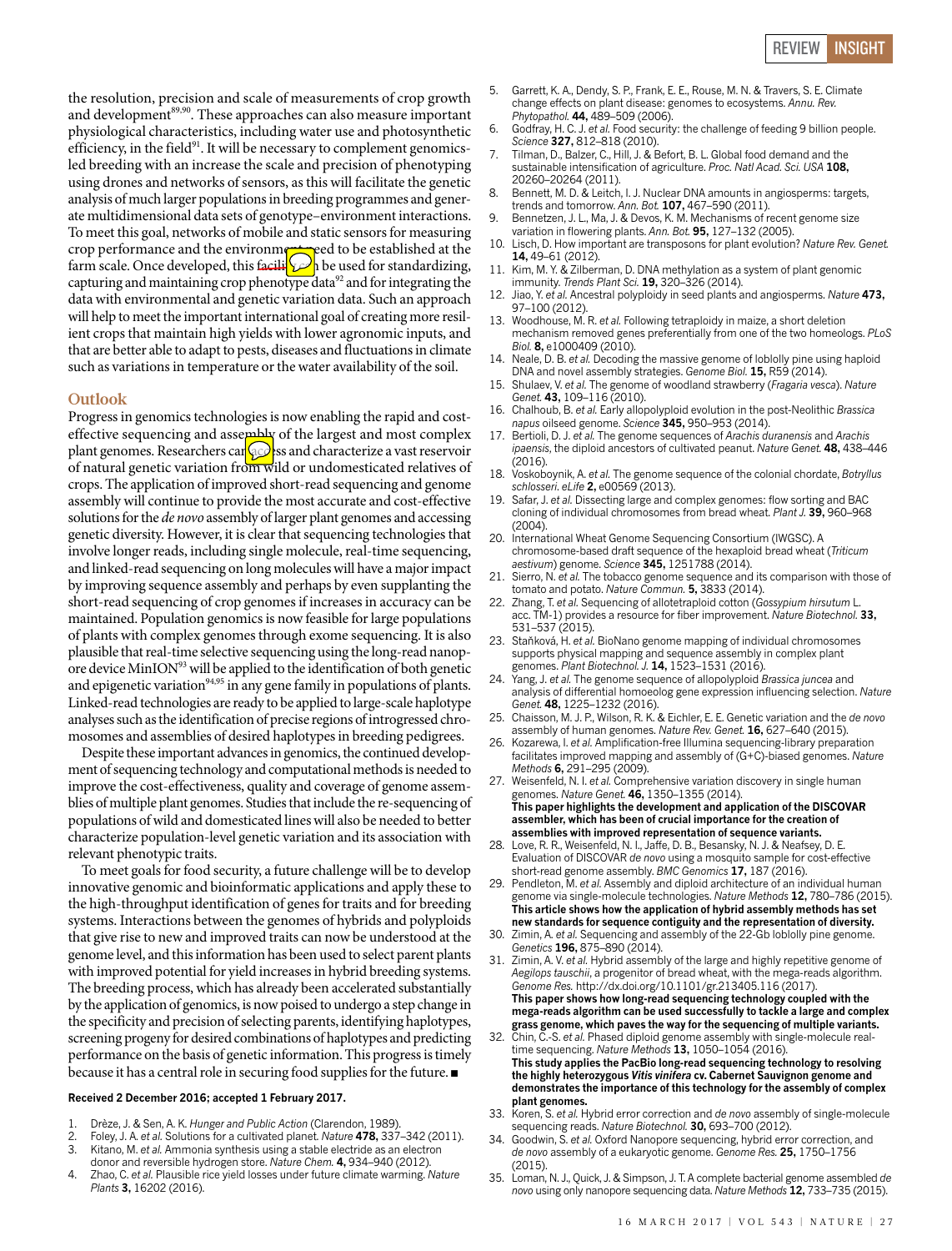the resolution, precision and scale of measurements of crop growth and development[89,90]. These approaches can also measure important physiological characteristics, including water use and photosynthetic efficiency, in the field[91]. It will be necessary to complement genomics-led breeding with an increase the scale and precision of phenotyping using drones and networks of sensors, as this will facilitate the genetic analysis of much larger populations in breeding programmes and generate multidimensional data sets of genotype–environment interactions. To meet this goal, networks of mobile and static sensors for measuring crop performance and the environment need to be established at the farm scale. Once developed, this facility can be used for standardizing, capturing and maintaining crop phenotype data[92] and for integrating the data with environmental and genetic variation data. Such an approach will help to meet the important international goal of creating more resilient crops that maintain high yields with lower agronomic inputs, and that are better able to adapt to pests, diseases and fluctuations in climate such as variations in temperature or the water availability of the soil.

## Outlook

Progress in genomics technologies is now enabling the rapid and cost-effective sequencing and assembly of the largest and most complex plant genomes. Researchers can access and characterize a vast reservoir of natural genetic variation from wild or undomesticated relatives of crops. The application of improved short-read sequencing and genome assembly will continue to provide the most accurate and cost-effective solutions for the *de novo* assembly of larger plant genomes and accessing genetic diversity. However, it is clear that sequencing technologies that involve longer reads, including single molecule, real-time sequencing, and linked-read sequencing on long molecules will have a major impact by improving sequence assembly and perhaps by even supplanting the short-read sequencing of crop genomes if increases in accuracy can be maintained. Population genomics is now feasible for large populations of plants with complex genomes through exome sequencing. It is also plausible that real-time selective sequencing using the long-read nanopore device MinION[93] will be applied to the identification of both genetic and epigenetic variation[94,95] in any gene family in populations of plants. Linked-read technologies are ready to be applied to large-scale haplotype analyses such as the identification of precise regions of introgressed chromosomes and assemblies of desired haplotypes in breeding pedigrees.

Despite these important advances in genomics, the continued development of sequencing technology and computational methods is needed to improve the cost-effectiveness, quality and coverage of genome assemblies of multiple plant genomes. Studies that include the re-sequencing of populations of wild and domesticated lines will also be needed to better characterize population-level genetic variation and its association with relevant phenotypic traits.

To meet goals for food security, a future challenge will be to develop innovative genomic and bioinformatic applications and apply these to the high-throughput identification of genes for traits and for breeding systems. Interactions between the genomes of hybrids and polyploids that give rise to new and improved traits can now be understood at the genome level, and this information has been used to select parent plants with improved potential for yield increases in hybrid breeding systems. The breeding process, which has already been accelerated substantially by the application of genomics, is now poised to undergo a step change in the specificity and precision of selecting parents, identifying haplotypes, screening progeny for desired combinations of haplotypes and predicting performance on the basis of genetic information. This progress is timely because it has a central role in securing food supplies for the future. ■

**Received 2 December 2016; accepted 1 February 2017.**

1. Drèze, J. & Sen, A. K. *Hunger and Public Action* (Clarendon, 1989).
2. Foley, J. A. *et al.* Solutions for a cultivated planet. *Nature* **478,** 337–342 (2011).
3. Kitano, M. *et al.* Ammonia synthesis using a stable electride as an electron donor and reversible hydrogen store. *Nature Chem.* **4,** 934–940 (2012).
4. Zhao, C. *et al.* Plausible rice yield losses under future climate warming. *Nature Plants* **3,** 16202 (2016).
5. Garrett, K. A., Dendy, S. P., Frank, E. E., Rouse, M. N. & Travers, S. E. Climate change effects on plant disease: genomes to ecosystems. *Annu. Rev. Phytopathol.* **44,** 489–509 (2006).
6. Godfray, H. C. J. *et al.* Food security: the challenge of feeding 9 billion people. *Science* **327,** 812–818 (2010).
7. Tilman, D., Balzer, C., Hill, J. & Befort, B. L. Global food demand and the sustainable intensification of agriculture. *Proc. Natl Acad. Sci. USA* **108,** 20260–20264 (2011).
8. Bennett, M. D. & Leitch, I. J. Nuclear DNA amounts in angiosperms: targets, trends and tomorrow. *Ann. Bot.* **107,** 467–590 (2011).
9. Bennetzen, J. L., Ma, J. & Devos, K. M. Mechanisms of recent genome size variation in flowering plants. *Ann. Bot.* **95,** 127–132 (2005).
10. Lisch, D. How important are transposons for plant evolution? *Nature Rev. Genet.* **14,** 49–61 (2012).
11. Kim, M. Y. & Zilberman, D. DNA methylation as a system of plant genomic immunity. *Trends Plant Sci.* **19,** 320–326 (2014).
12. Jiao, Y. *et al.* Ancestral polyploidy in seed plants and angiosperms. *Nature* **473,** 97–100 (2012).
13. Woodhouse, M. R. *et al.* Following tetraploidy in maize, a short deletion mechanism removed genes preferentially from one of the two homeologs. *PLoS Biol.* **8,** e1000409 (2010).
14. Neale, D. B. *et al.* Decoding the massive genome of loblolly pine using haploid DNA and novel assembly strategies. *Genome Biol.* **15,** R59 (2014).
15. Shulaev, V. *et al.* The genome of woodland strawberry (*Fragaria vesca*). *Nature Genet.* **43,** 109–116 (2010).
16. Chalhoub, B. *et al.* Early allopolyploid evolution in the post-Neolithic *Brassica napus* oilseed genome. *Science* **345,** 950–953 (2014).
17. Bertioli, D. J. *et al.* The genome sequences of *Arachis duranensis* and *Arachis ipaensis*, the diploid ancestors of cultivated peanut. *Nature Genet.* **48,** 438–446 (2016).
18. Voskoboynik, A. *et al.* The genome sequence of the colonial chordate, *Botryllus schlosseri*. *eLife* **2,** e00569 (2013).
19. Safar, J. *et al.* Dissecting large and complex genomes: flow sorting and BAC cloning of individual chromosomes from bread wheat. *Plant J.* **39,** 960–968 (2004).
20. International Wheat Genome Sequencing Consortium (IWGSC). A chromosome-based draft sequence of the hexaploid bread wheat (*Triticum aestivum*) genome. *Science* **345,** 1251788 (2014).
21. Sierro, N. *et al.* The tobacco genome sequence and its comparison with those of tomato and potato. *Nature Commun.* **5,** 3833 (2014).
22. Zhang, T. *et al.* Sequencing of allotetraploid cotton (*Gossypium hirsutum* L. acc. TM-1) provides a resource for fiber improvement. *Nature Biotechnol.* **33,** 531–537 (2015).
23. Staňková, H. *et al.* BioNano genome mapping of individual chromosomes supports physical mapping and sequence assembly in complex plant genomes. *Plant Biotechnol. J.* **14,** 1523–1531 (2016).
24. Yang, J. *et al.* The genome sequence of allopolyploid *Brassica juncea* and analysis of differential homoeolog gene expression influencing selection. *Nature Genet.* **48,** 1225–1232 (2016).
25. Chaisson, M. J. P., Wilson, R. K. & Eichler, E. E. Genetic variation and the *de novo* assembly of human genomes. *Nature Rev. Genet.* **16,** 627–640 (2015).
26. Kozarewa, I. *et al.* Amplification-free Illumina sequencing-library preparation facilitates improved mapping and assembly of (G+C)-biased genomes. *Nature Methods* **6,** 291–295 (2009).
27. Weisenfeld, N. I. *et al.* Comprehensive variation discovery in single human genomes. *Nature Genet.* **46,** 1350–1355 (2014).
**This paper highlights the development and application of the DISCOVAR assembler, which has been of crucial importance for the creation of assemblies with improved representation of sequence variants.**
28. Love, R. R., Weisenfeld, N. I., Jaffe, D. B., Besansky, N. J. & Neafsey, D. E. Evaluation of DISCOVAR *de novo* using a mosquito sample for cost-effective short-read genome assembly. *BMC Genomics* **17,** 187 (2016).
29. Pendleton, M. *et al.* Assembly and diploid architecture of an individual human genome via single-molecule technologies. *Nature Methods* **12,** 780–786 (2015).
**This article shows how the application of hybrid assembly methods has set new standards for sequence contiguity and the representation of diversity.**
30. Zimin, A. *et al.* Sequencing and assembly of the 22-Gb loblolly pine genome. *Genetics* **196,** 875–890 (2014).
31. Zimin, A. V. *et al.* Hybrid assembly of the large and highly repetitive genome of *Aegilops tauschii*, a progenitor of bread wheat, with the mega-reads algorithm. *Genome Res.* http://dx.doi.org/10.1101/gr.213405.116 (2017).
**This paper shows how long-read sequencing technology coupled with the mega-reads algorithm can be used successfully to tackle a large and complex grass genome, which paves the way for the sequencing of multiple variants.**
32. Chin, C.-S. *et al.* Phased diploid genome assembly with single-molecule real-time sequencing. *Nature Methods* **13,** 1050–1054 (2016).
**This study applies the PacBio long-read sequencing technology to resolving the highly heterozygous *Vitis vinifera* cv. Cabernet Sauvignon genome and demonstrates the importance of this technology for the assembly of complex plant genomes.**
33. Koren, S. *et al.* Hybrid error correction and *de novo* assembly of single-molecule sequencing reads. *Nature Biotechnol.* **30,** 693–700 (2012).
34. Goodwin, S. *et al.* Oxford Nanopore sequencing, hybrid error correction, and *de novo* assembly of a eukaryotic genome. *Genome Res.* **25,** 1750–1756 (2015).
35. Loman, N. J., Quick, J. & Simpson, J. T. A complete bacterial genome assembled *de novo* using only nanopore sequencing data. *Nature Methods* **12,** 733–735 (2015).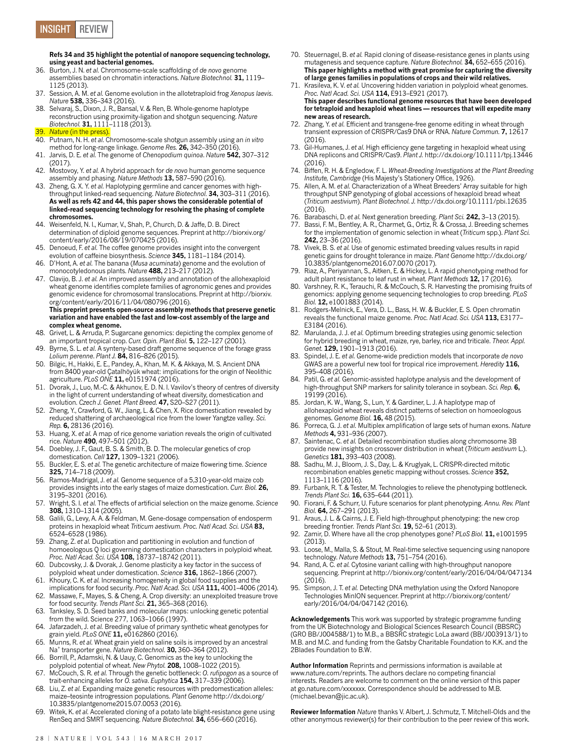**Refs 34 and 35 highlight the potential of nanopore sequencing technology, using yeast and bacterial genomes.**

36. Burton, J. N. *et al.* Chromosome-scale scaffolding of *de novo* genome assemblies based on chromatin interactions. *Nature Biotechnol.* **31,** 1119–1125 (2013).
37. Session, A. M. *et al.* Genome evolution in the allotetraploid frog *Xenopus laevis*. *Nature* **538,** 336–343 (2016).
38. Selvaraj, S., Dixon, J. R., Bansal, V. & Ren, B. Whole-genome haplotype reconstruction using proximity-ligation and shotgun sequencing. *Nature Biotechnol.* **31,** 1111–1118 (2013).
39. *Nature* (in the press).
40. Putnam, N. H. *et al.* Chromosome-scale shotgun assembly using an *in vitro* method for long-range linkage. *Genome Res.* **26,** 342–350 (2016).
41. Jarvis, D. E. *et al.* The genome of *Chenopodium quinoa*. *Nature* **542,** 307–312 (2017).
42. Mostovoy, Y. *et al.* A hybrid approach for *de novo* human genome sequence assembly and phasing. *Nature Methods* **13,** 587–590 (2016).
43. Zheng, G. X. Y. *et al.* Haplotyping germline and cancer genomes with high-throughput linked-read sequencing. *Nature Biotechnol.* **34,** 303–311 (2016). **As well as refs 42 and 44, this paper shows the considerable potential of linked-read sequencing technology for resolving the phasing of complete chromosomes.**
44. Weisenfeld, N. I., Kumar, V., Shah, P., Church, D. & Jaffe, D. B. Direct determination of diploid genome sequences. Preprint at http://biorxiv.org/content/early/2016/08/19/070425 (2016).
45. Denoeud, F. *et al.* The coffee genome provides insight into the convergent evolution of caffeine biosynthesis. *Science* **345,** 1181–1184 (2014).
46. D'Hont, A. *et al.* The banana (*Musa acuminata*) genome and the evolution of monocotyledonous plants. *Nature* **488,** 213–217 (2012).
47. Clavijo, B. J. *et al.* An improved assembly and annotation of the allohexaploid wheat genome identifies complete families of agronomic genes and provides genomic evidence for chromosomal translocations. Preprint at http://biorxiv.org/content/early/2016/11/04/080796 (2016). **This preprint presents open-source assembly methods that preserve genetic variation and have enabled the fast and low-cost assembly of the large and complex wheat genome.**
48. Grivet, L. & Arruda, P. Sugarcane genomics: depicting the complex genome of an important tropical crop. *Curr. Opin. Plant Biol.* **5,** 122–127 (2001).
49. Byrne, S. L. *et al.* A synteny-based draft genome sequence of the forage grass *Lolium perenne*. *Plant J.* **84,** 816–826 (2015).
50. Bilgic, H., Hakki, E. E., Pandey, A., Khan, M. K. & Akkaya, M. S. Ancient DNA from 8400 year-old Çatalhöyük wheat: implications for the origin of Neolithic agriculture. *PLoS ONE* **11,** e0151974 (2016).
51. Dvorak, J., Luo, M.-C. & Akhunov, E. D. N. I. Vavilov's theory of centres of diversity in the light of current understanding of wheat diversity, domestication and evolution. *Czech J. Genet. Plant Breed.* **47,** S20–S27 (2011).
52. Zheng, Y., Crawford, G. W., Jiang, L. & Chen, X. Rice domestication revealed by reduced shattering of archaeological rice from the lower Yangtze valley. *Sci. Rep.* **6,** 28136 (2016).
53. Huang, X. *et al.* A map of rice genome variation reveals the origin of cultivated rice. *Nature* **490**, 497–501 (2012).
54. Doebley, J. F., Gaut, B. S. & Smith, B. D. The molecular genetics of crop domestication. *Cell* **127,** 1309–1321 (2006).
55. Buckler, E. S. *et al.* The genetic architecture of maize flowering time. *Science* **325,** 714–718 (2009).
56. Ramos-Madrigal, J. *et al.* Genome sequence of a 5,310-year-old maize cob provides insights into the early stages of maize domestication. *Curr. Biol.* **26,** 3195–3201 (2016).
57. Wright, S. I. *et al.* The effects of artificial selection on the maize genome. *Science* **308,** 1310–1314 (2005).
58. Galili, G., Levy, A. A. & Feldman, M. Gene-dosage compensation of endosperm proteins in hexaploid wheat *Triticum aestivum*. *Proc. Natl Acad. Sci. USA* **83,** 6524–6528 (1986).
59. Zhang, Z. *et al.* Duplication and partitioning in evolution and function of homoeologous Q loci governing domestication characters in polyploid wheat. *Proc. Natl Acad. Sci. USA* **108,** 18737–18742 (2011).
60. Dubcovsky, J. & Dvorak, J. Genome plasticity a key factor in the success of polyploid wheat under domestication. *Science* **316,** 1862–1866 (2007).
61. Khoury, C. K. *et al.* Increasing homogeneity in global food supplies and the implications for food security. *Proc. Natl Acad. Sci. USA* **111,** 4001–4006 (2014).
62. Massawe, F., Mayes, S. & Cheng, A. Crop diversity: an unexploited treasure trove for food security. *Trends Plant Sci.* **21,** 365–368 (2016).
63. Tanksley, S. D. Seed banks and molecular maps: unlocking genetic potential from the wild. Science 277, 1063–1066 (1997).
64. Jafarzadeh, J. *et al.* Breeding value of primary synthetic wheat genotypes for grain yield. *PLoS ONE* **11,** e0162860 (2016).
65. Munns, R. *et al.* Wheat grain yield on saline soils is improved by an ancestral $Na^+$ transporter gene. *Nature Biotechnol.* **30,** 360–364 (2012).
66. Borrill, P., Adamski, N. & Uauy, C. Genomics as the key to unlocking the polyploid potential of wheat. *New Phytol.* **208,** 1008–1022 (2015).
67. McCouch, S. R. *et al.* Through the genetic bottleneck: *O. rufipogon* as a source of trait-enhancing alleles for *O. sativa*. *Euphytica* **154,** 317–339 (2006).
68. Liu, Z. *et al.* Expanding maize genetic resources with predomestication alleles: maize–teosinte introgression populations. *Plant Genome* http://dx.doi.org/10.3835/plantgenome2015.07.0053 (2016).
69. Witek, K. *et al.* Accelerated cloning of a potato late blight-resistance gene using RenSeq and SMRT sequencing. *Nature Biotechnol.* **34,** 656–660 (2016).
70. Steuernagel, B. *et al.* Rapid cloning of disease-resistance genes in plants using mutagenesis and sequence capture. *Nature Biotechnol.* **34,** 652–655 (2016). **This paper highlights a method with great promise for capturing the diversity of large genes families in populations of crops and their wild relatives.**
71. Krasileva, K. V. *et al.* Uncovering hidden variation in polyploid wheat genomes. *Proc. Natl Acad. Sci. USA* **114,** E913–E921 (2017). **This paper describes functional genome resources that have been developed for tetraploid and hexaploid wheat lines — resources that will expedite many new areas of research.**
72. Zhang, Y. *et al.* Efficient and transgene-free genome editing in wheat through transient expression of CRISPR/Cas9 DNA or RNA. *Nature Commun.* **7,** 12617 (2016).
73. Gil-Humanes, J. *et al.* High efficiency gene targeting in hexaploid wheat using DNA replicons and CRISPR/Cas9. *Plant J.* http://dx.doi.org/10.1111/tpj.13446 (2016).
74. Biffen, R. H. & Engledow, F. L. *Wheat-Breeding Investigations at the Plant Breeding Institute, Cambridge* (His Majesty's Stationery Office, 1926).
75. Allen, A. M. *et al.* Characterization of a Wheat Breeders' Array suitable for high throughput SNP genotyping of global accessions of hexaploid bread wheat (*Triticum aestivum*). *Plant Biotechnol. J.* http://dx.doi.org/10.1111/pbi.12635 (2016).
76. Barabaschi, D. *et al.* Next generation breeding. *Plant Sci.* **242,** 3–13 (2015).
77. Bassi, F. M., Bentley, A. R., Charmet, G., Ortiz, R. & Crossa, J. Breeding schemes for the implementation of genomic selection in wheat (*Triticum* spp.). *Plant Sci.* **242,** 23–36 (2016).
78. Vivek, B. S. *et al.* Use of genomic estimated breeding values results in rapid genetic gains for drought tolerance in maize. *Plant Genome* http://dx.doi.org/10.3835/plantgenome2016.07.0070 (2017).
79. Riaz, A., Periyannan, S., Aitken, E. & Hickey, L. A rapid phenotyping method for adult plant resistance to leaf rust in wheat. *Plant Methods* **12,** 17 (2016).
80. Varshney, R. K., Terauchi, R. & McCouch, S. R. Harvesting the promising fruits of genomics: applying genome sequencing technologies to crop breeding. *PLoS Biol.* **12,** e1001883 (2014).
81. Rodgers-Melnick, E., Vera, D. L., Bass, H. W. & Buckler, E. S. Open chromatin reveals the functional maize genome. *Proc. Natl Acad. Sci. USA* **113,** E3177–E3184 (2016).
82. Marulanda, J. J. *et al.* Optimum breeding strategies using genomic selection for hybrid breeding in wheat, maize, rye, barley, rice and triticale. *Theor. Appl. Genet.* **129,** 1901–1913 (2016).
83. Spindel, J. E. *et al.* Genome-wide prediction models that incorporate *de novo* GWAS are a powerful new tool for tropical rice improvement. *Heredity* **116,** 395–408 (2016).
84. Patil, G. *et al.* Genomic-assisted haplotype analysis and the development of high-throughput SNP markers for salinity tolerance in soybean. *Sci. Rep.* **6,** 19199 (2016).
85. Jordan, K. W., Wang, S., Lun, Y. & Gardiner, L. J. A haplotype map of allohexaploid wheat reveals distinct patterns of selection on homoeologous genomes. *Genome Biol.* **16,** 48 (2015).
86. Porreca, G. J. *et al.* Multiplex amplification of large sets of human exons. *Nature Methods* **4,** 931–936 (2007).
87. Saintenac, C. *et al.* Detailed recombination studies along chromosome 3B provide new insights on crossover distribution in wheat (*Triticum aestivum* L.). *Genetics* **181,** 393–403 (2008).
88. Sadhu, M. J., Bloom, J. S., Day, L. & Kruglyak, L. CRISPR-directed mitotic recombination enables genetic mapping without crosses. *Science* **352,** 1113–1116 (2016).
89. Furbank, R. T. & Tester, M. Technologies to relieve the phenotyping bottleneck. *Trends Plant Sci.* **16,** 635–644 (2011).
90. Fiorani, F. & Schurr, U. Future scenarios for plant phenotyping. *Annu. Rev. Plant Biol.* **64,** 267–291 (2013).
91. Araus, J. L. & Cairns, J. E. Field high-throughput phenotyping: the new crop breeding frontier. *Trends Plant Sci.* **19,** 52–61 (2013).
92. Zamir, D. Where have all the crop phenotypes gone? *PLoS Biol.* **11,** e1001595 (2013).
93. Loose, M., Malla, S. & Stout, M. Real-time selective sequencing using nanopore technology. *Nature Methods* **13,** 751–754 (2016).
94. Rand, A. C. *et al.* Cytosine variant calling with high-throughput nanopore sequencing. Preprint at http://biorxiv.org/content/early/2016/04/04/047134 (2016).
95. Simpson, J. T. *et al.* Detecting DNA methylation using the Oxford Nanopore Technologies MinION sequencer. Preprint at http://biorxiv.org/content/early/2016/04/04/047142 (2016).

**Acknowledgements** This work was supported by strategic programme funding from the UK Biotechnology and Biological Sciences Research Council (BBSRC) (GRO BB/J004588/1) to M.B., a BBSRC strategic LoLa award (BB/J003913/1) to M.B. and M.C. and funding from the Gatsby Charitable Foundation to K.K. and the 2Blades Foundation to B.W.

**Author Information** Reprints and permissions information is available at www.nature.com/reprints. The authors declare no competing financial interests. Readers are welcome to comment on the online version of this paper at go.nature.com/xxxxxxx. Correspondence should be addressed to M.B. (michael.bevan@jic.ac.uk).

**Reviewer Information** *Nature* thanks V. Albert, J. Schmutz, T. Mitchell-Olds and the other anonymous reviewer(s) for their contribution to the peer review of this work.